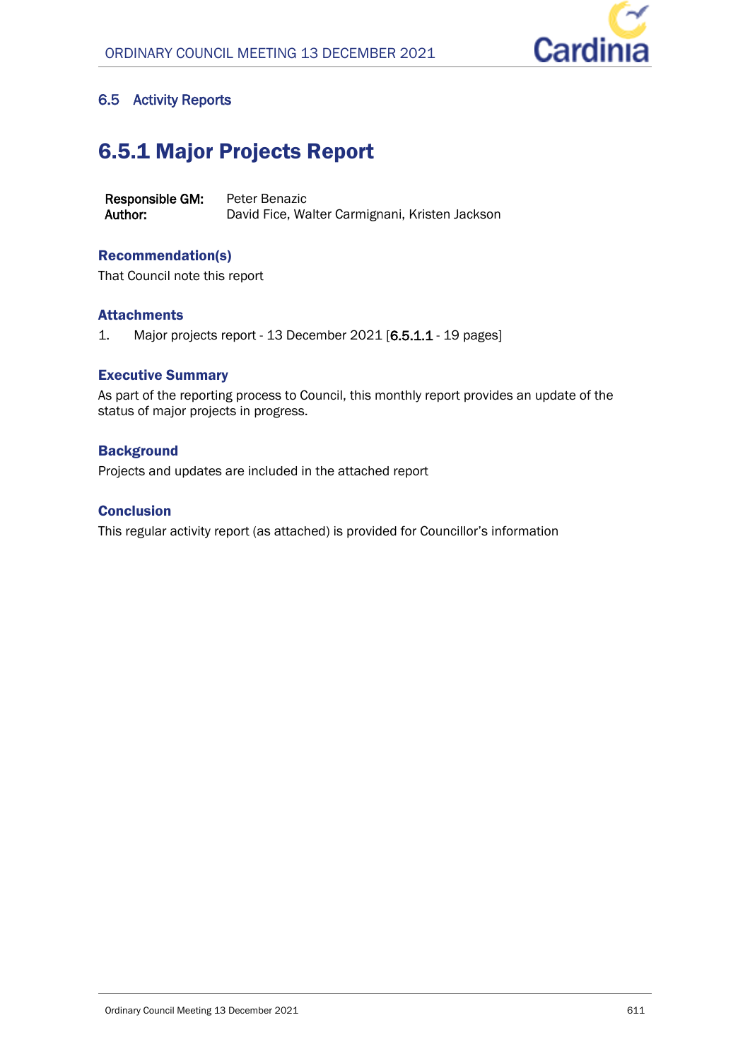## 6.5 Activity Reports

# 6.5.1 Major Projects Report

**Responsible GM:** Peter Benazic
**Author:** David Fice, Walter Carmignani, Kristen Jackson

### Recommendation(s)

That Council note this report

### Attachments

1. Major projects report - 13 December 2021 [6.5.1.1 - 19 pages]

### Executive Summary

As part of the reporting process to Council, this monthly report provides an update of the status of major projects in progress.

### Background

Projects and updates are included in the attached report

### Conclusion

This regular activity report (as attached) is provided for Councillor's information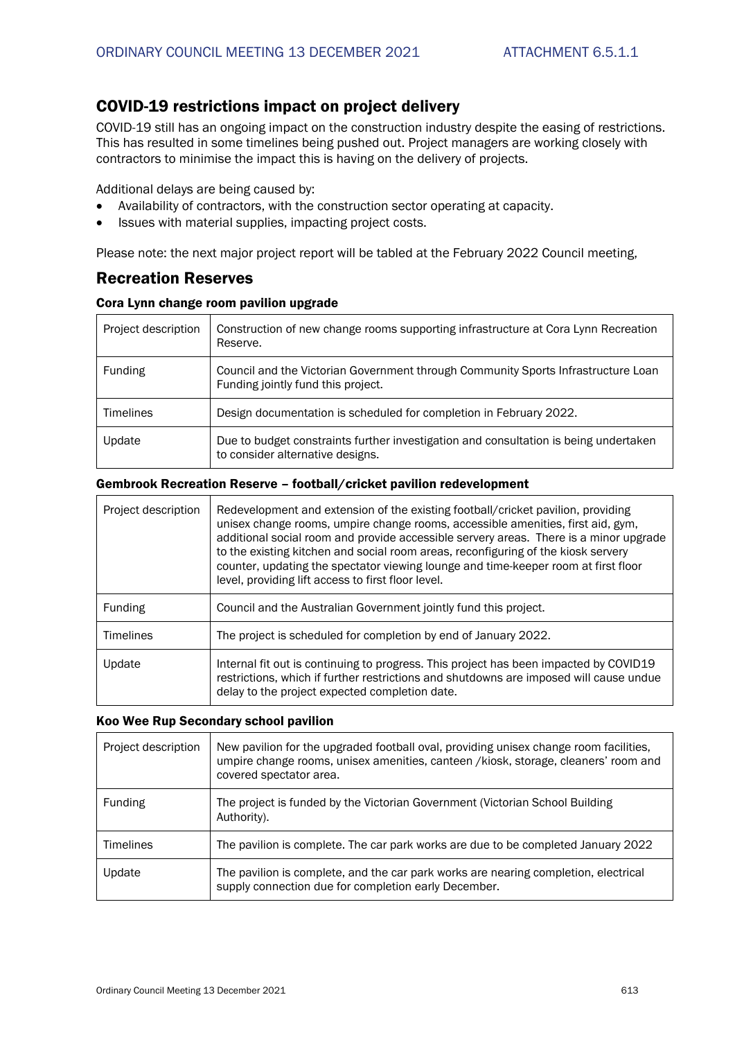## COVID-19 restrictions impact on project delivery

COVID-19 still has an ongoing impact on the construction industry despite the easing of restrictions. This has resulted in some timelines being pushed out. Project managers are working closely with contractors to minimise the impact this is having on the delivery of projects.

Additional delays are being caused by:

- Availability of contractors, with the construction sector operating at capacity.
- Issues with material supplies, impacting project costs.

Please note: the next major project report will be tabled at the February 2022 Council meeting,

## Recreation Reserves

### Cora Lynn change room pavilion upgrade

| | |
|---|---|
| Project description | Construction of new change rooms supporting infrastructure at Cora Lynn Recreation Reserve. |
| Funding | Council and the Victorian Government through Community Sports Infrastructure Loan Funding jointly fund this project. |
| Timelines | Design documentation is scheduled for completion in February 2022. |
| Update | Due to budget constraints further investigation and consultation is being undertaken to consider alternative designs. |

### Gembrook Recreation Reserve – football/cricket pavilion redevelopment

| | |
|---|---|
| Project description | Redevelopment and extension of the existing football/cricket pavilion, providing unisex change rooms, umpire change rooms, accessible amenities, first aid, gym, additional social room and provide accessible servery areas. There is a minor upgrade to the existing kitchen and social room areas, reconfiguring of the kiosk servery counter, updating the spectator viewing lounge and time-keeper room at first floor level, providing lift access to first floor level. |
| Funding | Council and the Australian Government jointly fund this project. |
| Timelines | The project is scheduled for completion by end of January 2022. |
| Update | Internal fit out is continuing to progress. This project has been impacted by COVID19 restrictions, which if further restrictions and shutdowns are imposed will cause undue delay to the project expected completion date. |

### Koo Wee Rup Secondary school pavilion

| | |
|---|---|
| Project description | New pavilion for the upgraded football oval, providing unisex change room facilities, umpire change rooms, unisex amenities, canteen /kiosk, storage, cleaners' room and covered spectator area. |
| Funding | The project is funded by the Victorian Government (Victorian School Building Authority). |
| Timelines | The pavilion is complete. The car park works are due to be completed January 2022 |
| Update | The pavilion is complete, and the car park works are nearing completion, electrical supply connection due for completion early December. |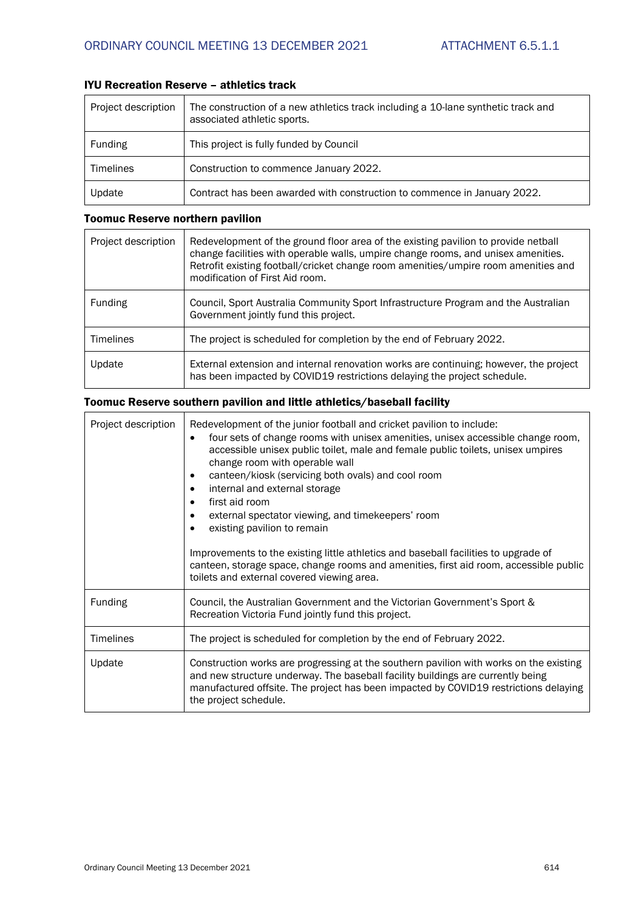### IYU Recreation Reserve – athletics track

| | |
|---|---|
| Project description | The construction of a new athletics track including a 10-lane synthetic track and associated athletic sports. |
| Funding | This project is fully funded by Council |
| Timelines | Construction to commence January 2022. |
| Update | Contract has been awarded with construction to commence in January 2022. |

### Toomuc Reserve northern pavilion

| | |
|---|---|
| Project description | Redevelopment of the ground floor area of the existing pavilion to provide netball change facilities with operable walls, umpire change rooms, and unisex amenities. Retrofit existing football/cricket change room amenities/umpire room amenities and modification of First Aid room. |
| Funding | Council, Sport Australia Community Sport Infrastructure Program and the Australian Government jointly fund this project. |
| Timelines | The project is scheduled for completion by the end of February 2022. |
| Update | External extension and internal renovation works are continuing; however, the project has been impacted by COVID19 restrictions delaying the project schedule. |

### Toomuc Reserve southern pavilion and little athletics/baseball facility

| | |
|---|---|
| Project description | Redevelopment of the junior football and cricket pavilion to include:<br>• four sets of change rooms with unisex amenities, unisex accessible change room, accessible unisex public toilet, male and female public toilets, unisex umpires change room with operable wall<br>• canteen/kiosk (servicing both ovals) and cool room<br>• internal and external storage<br>• first aid room<br>• external spectator viewing, and timekeepers' room<br>• existing pavilion to remain<br><br>Improvements to the existing little athletics and baseball facilities to upgrade of canteen, storage space, change rooms and amenities, first aid room, accessible public toilets and external covered viewing area. |
| Funding | Council, the Australian Government and the Victorian Government's Sport & Recreation Victoria Fund jointly fund this project. |
| Timelines | The project is scheduled for completion by the end of February 2022. |
| Update | Construction works are progressing at the southern pavilion with works on the existing and new structure underway. The baseball facility buildings are currently being manufactured offsite. The project has been impacted by COVID19 restrictions delaying the project schedule. |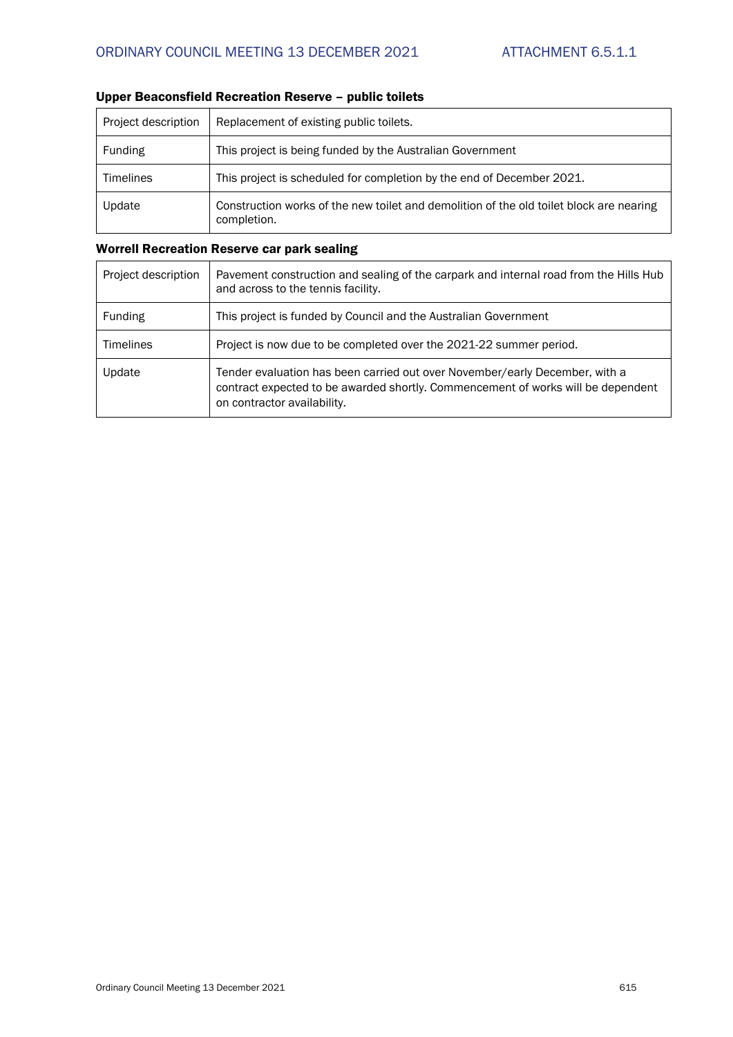### Upper Beaconsfield Recreation Reserve – public toilets

| | |
|---|---|
| Project description | Replacement of existing public toilets. |
| Funding | This project is being funded by the Australian Government |
| Timelines | This project is scheduled for completion by the end of December 2021. |
| Update | Construction works of the new toilet and demolition of the old toilet block are nearing completion. |

### Worrell Recreation Reserve car park sealing

| | |
|---|---|
| Project description | Pavement construction and sealing of the carpark and internal road from the Hills Hub and across to the tennis facility. |
| Funding | This project is funded by Council and the Australian Government |
| Timelines | Project is now due to be completed over the 2021-22 summer period. |
| Update | Tender evaluation has been carried out over November/early December, with a contract expected to be awarded shortly. Commencement of works will be dependent on contractor availability. |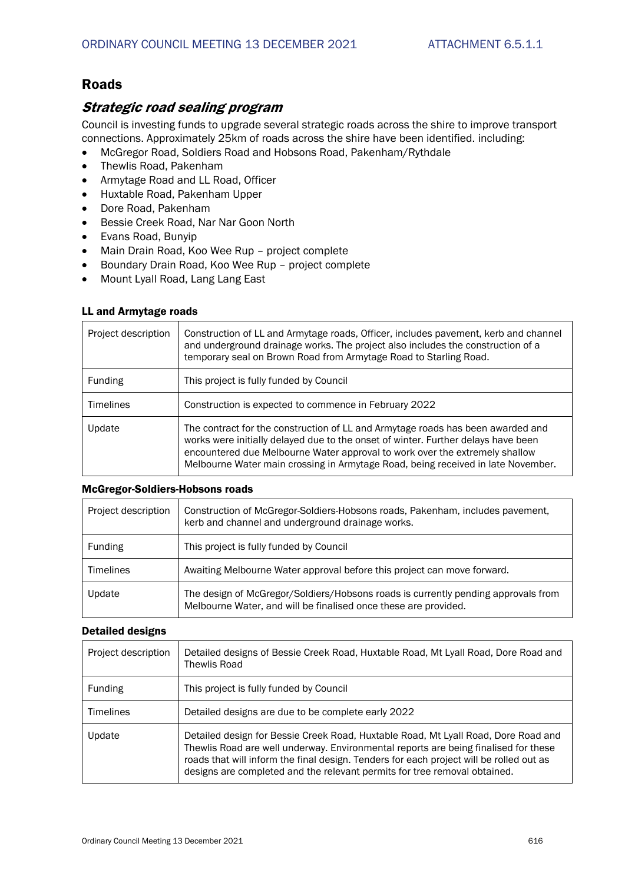## Roads

### *Strategic road sealing program*

Council is investing funds to upgrade several strategic roads across the shire to improve transport connections. Approximately 25km of roads across the shire have been identified. including:

- McGregor Road, Soldiers Road and Hobsons Road, Pakenham/Rythdale
- Thewlis Road, Pakenham
- Armytage Road and LL Road, Officer
- Huxtable Road, Pakenham Upper
- Dore Road, Pakenham
- Bessie Creek Road, Nar Nar Goon North
- Evans Road, Bunyip
- Main Drain Road, Koo Wee Rup – project complete
- Boundary Drain Road, Koo Wee Rup – project complete
- Mount Lyall Road, Lang Lang East

#### LL and Armytage roads

| | |
|---|---|
| Project description | Construction of LL and Armytage roads, Officer, includes pavement, kerb and channel and underground drainage works. The project also includes the construction of a temporary seal on Brown Road from Armytage Road to Starling Road. |
| Funding | This project is fully funded by Council |
| Timelines | Construction is expected to commence in February 2022 |
| Update | The contract for the construction of LL and Armytage roads has been awarded and works were initially delayed due to the onset of winter. Further delays have been encountered due Melbourne Water approval to work over the extremely shallow Melbourne Water main crossing in Armytage Road, being received in late November. |

#### McGregor-Soldiers-Hobsons roads

| | |
|---|---|
| Project description | Construction of McGregor-Soldiers-Hobsons roads, Pakenham, includes pavement, kerb and channel and underground drainage works. |
| Funding | This project is fully funded by Council |
| Timelines | Awaiting Melbourne Water approval before this project can move forward. |
| Update | The design of McGregor/Soldiers/Hobsons roads is currently pending approvals from Melbourne Water, and will be finalised once these are provided. |

#### Detailed designs

| | |
|---|---|
| Project description | Detailed designs of Bessie Creek Road, Huxtable Road, Mt Lyall Road, Dore Road and Thewlis Road |
| Funding | This project is fully funded by Council |
| Timelines | Detailed designs are due to be complete early 2022 |
| Update | Detailed design for Bessie Creek Road, Huxtable Road, Mt Lyall Road, Dore Road and Thewlis Road are well underway. Environmental reports are being finalised for these roads that will inform the final design. Tenders for each project will be rolled out as designs are completed and the relevant permits for tree removal obtained. |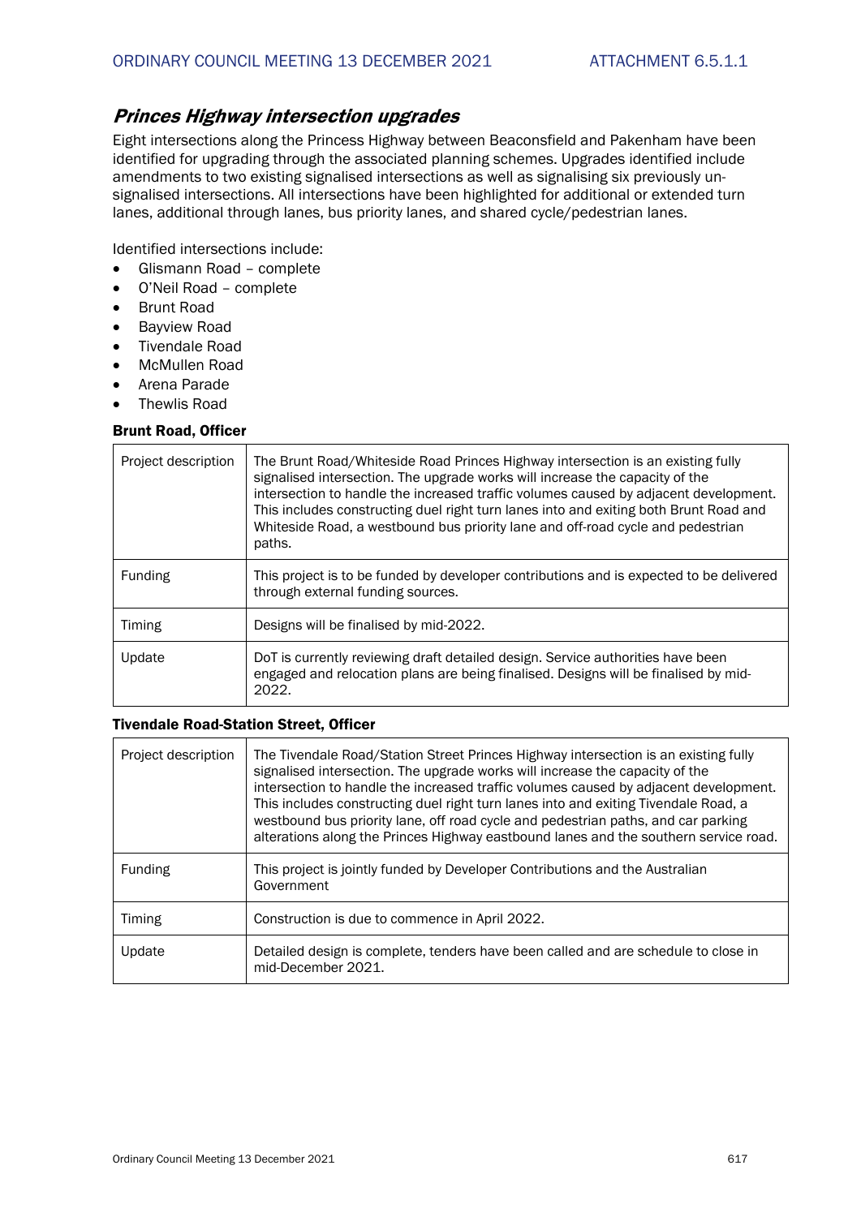## *Princes Highway intersection upgrades*

Eight intersections along the Princess Highway between Beaconsfield and Pakenham have been identified for upgrading through the associated planning schemes. Upgrades identified include amendments to two existing signalised intersections as well as signalising six previously un-signalised intersections. All intersections have been highlighted for additional or extended turn lanes, additional through lanes, bus priority lanes, and shared cycle/pedestrian lanes.

Identified intersections include:

- Glismann Road – complete
- O'Neil Road – complete
- Brunt Road
- Bayview Road
- Tivendale Road
- McMullen Road
- Arena Parade
- Thewlis Road

### Brunt Road, Officer

| | |
|---|---|
| Project description | The Brunt Road/Whiteside Road Princes Highway intersection is an existing fully signalised intersection. The upgrade works will increase the capacity of the intersection to handle the increased traffic volumes caused by adjacent development. This includes constructing duel right turn lanes into and exiting both Brunt Road and Whiteside Road, a westbound bus priority lane and off-road cycle and pedestrian paths. |
| Funding | This project is to be funded by developer contributions and is expected to be delivered through external funding sources. |
| Timing | Designs will be finalised by mid-2022. |
| Update | DoT is currently reviewing draft detailed design. Service authorities have been engaged and relocation plans are being finalised. Designs will be finalised by mid-2022. |

### Tivendale Road-Station Street, Officer

| | |
|---|---|
| Project description | The Tivendale Road/Station Street Princes Highway intersection is an existing fully signalised intersection. The upgrade works will increase the capacity of the intersection to handle the increased traffic volumes caused by adjacent development. This includes constructing duel right turn lanes into and exiting Tivendale Road, a westbound bus priority lane, off road cycle and pedestrian paths, and car parking alterations along the Princes Highway eastbound lanes and the southern service road. |
| Funding | This project is jointly funded by Developer Contributions and the Australian Government |
| Timing | Construction is due to commence in April 2022. |
| Update | Detailed design is complete, tenders have been called and are schedule to close in mid-December 2021. |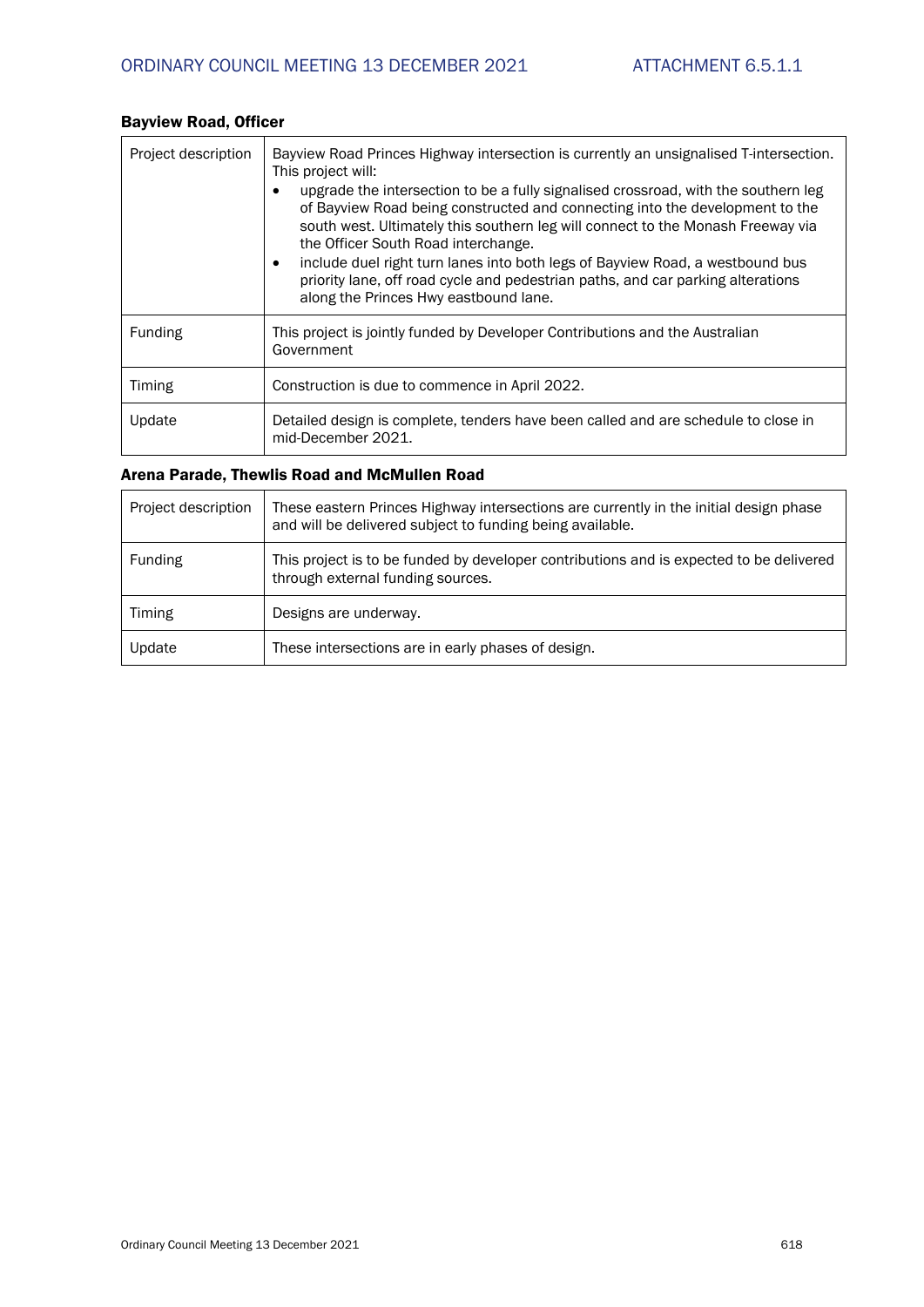### Bayview Road, Officer

| Project description | Bayview Road Princes Highway intersection is currently an unsignalised T-intersection. This project will:<br>• upgrade the intersection to be a fully signalised crossroad, with the southern leg of Bayview Road being constructed and connecting into the development to the south west. Ultimately this southern leg will connect to the Monash Freeway via the Officer South Road interchange.<br>• include duel right turn lanes into both legs of Bayview Road, a westbound bus priority lane, off road cycle and pedestrian paths, and car parking alterations along the Princes Hwy eastbound lane. |
|---|---|
| Funding | This project is jointly funded by Developer Contributions and the Australian Government |
| Timing | Construction is due to commence in April 2022. |
| Update | Detailed design is complete, tenders have been called and are schedule to close in mid-December 2021. |

### Arena Parade, Thewlis Road and McMullen Road

| Project description | These eastern Princes Highway intersections are currently in the initial design phase and will be delivered subject to funding being available. |
|---|---|
| Funding | This project is to be funded by developer contributions and is expected to be delivered through external funding sources. |
| Timing | Designs are underway. |
| Update | These intersections are in early phases of design. |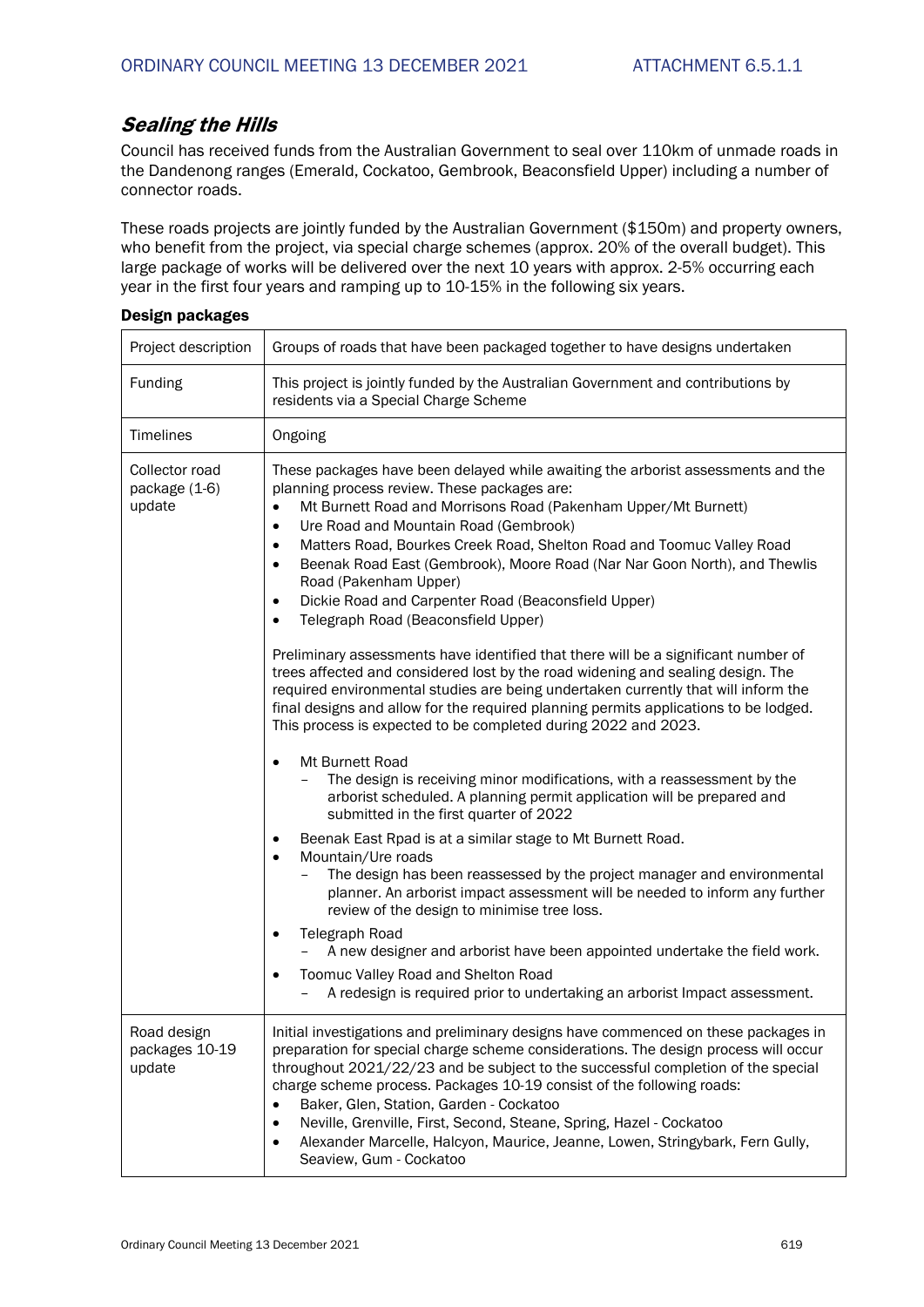## *Sealing the Hills*

Council has received funds from the Australian Government to seal over 110km of unmade roads in the Dandenong ranges (Emerald, Cockatoo, Gembrook, Beaconsfield Upper) including a number of connector roads.

These roads projects are jointly funded by the Australian Government ($150m) and property owners, who benefit from the project, via special charge schemes (approx. 20% of the overall budget). This large package of works will be delivered over the next 10 years with approx. 2-5% occurring each year in the first four years and ramping up to 10-15% in the following six years.

**Design packages**

| | |
|---|---|
| Project description | Groups of roads that have been packaged together to have designs undertaken |
| Funding | This project is jointly funded by the Australian Government and contributions by residents via a Special Charge Scheme |
| Timelines | Ongoing |
| Collector road package (1-6) update | These packages have been delayed while awaiting the arborist assessments and the planning process review. These packages are:<br>• Mt Burnett Road and Morrisons Road (Pakenham Upper/Mt Burnett)<br>• Ure Road and Mountain Road (Gembrook)<br>• Matters Road, Bourkes Creek Road, Shelton Road and Toomuc Valley Road<br>• Beenak Road East (Gembrook), Moore Road (Nar Nar Goon North), and Thewlis Road (Pakenham Upper)<br>• Dickie Road and Carpenter Road (Beaconsfield Upper)<br>• Telegraph Road (Beaconsfield Upper)<br><br>Preliminary assessments have identified that there will be a significant number of trees affected and considered lost by the road widening and sealing design. The required environmental studies are being undertaken currently that will inform the final designs and allow for the required planning permits applications to be lodged. This process is expected to be completed during 2022 and 2023.<br><br>• Mt Burnett Road<br>  – The design is receiving minor modifications, with a reassessment by the arborist scheduled. A planning permit application will be prepared and submitted in the first quarter of 2022<br>• Beenak East Rpad is at a similar stage to Mt Burnett Road.<br>• Mountain/Ure roads<br>  – The design has been reassessed by the project manager and environmental planner. An arborist impact assessment will be needed to inform any further review of the design to minimise tree loss.<br>• Telegraph Road<br>  – A new designer and arborist have been appointed undertake the field work.<br>• Toomuc Valley Road and Shelton Road<br>  – A redesign is required prior to undertaking an arborist Impact assessment. |
| Road design packages 10-19 update | Initial investigations and preliminary designs have commenced on these packages in preparation for special charge scheme considerations. The design process will occur throughout 2021/22/23 and be subject to the successful completion of the special charge scheme process. Packages 10-19 consist of the following roads:<br>• Baker, Glen, Station, Garden - Cockatoo<br>• Neville, Grenville, First, Second, Steane, Spring, Hazel - Cockatoo<br>• Alexander Marcelle, Halcyon, Maurice, Jeanne, Lowen, Stringybark, Fern Gully, Seaview, Gum - Cockatoo |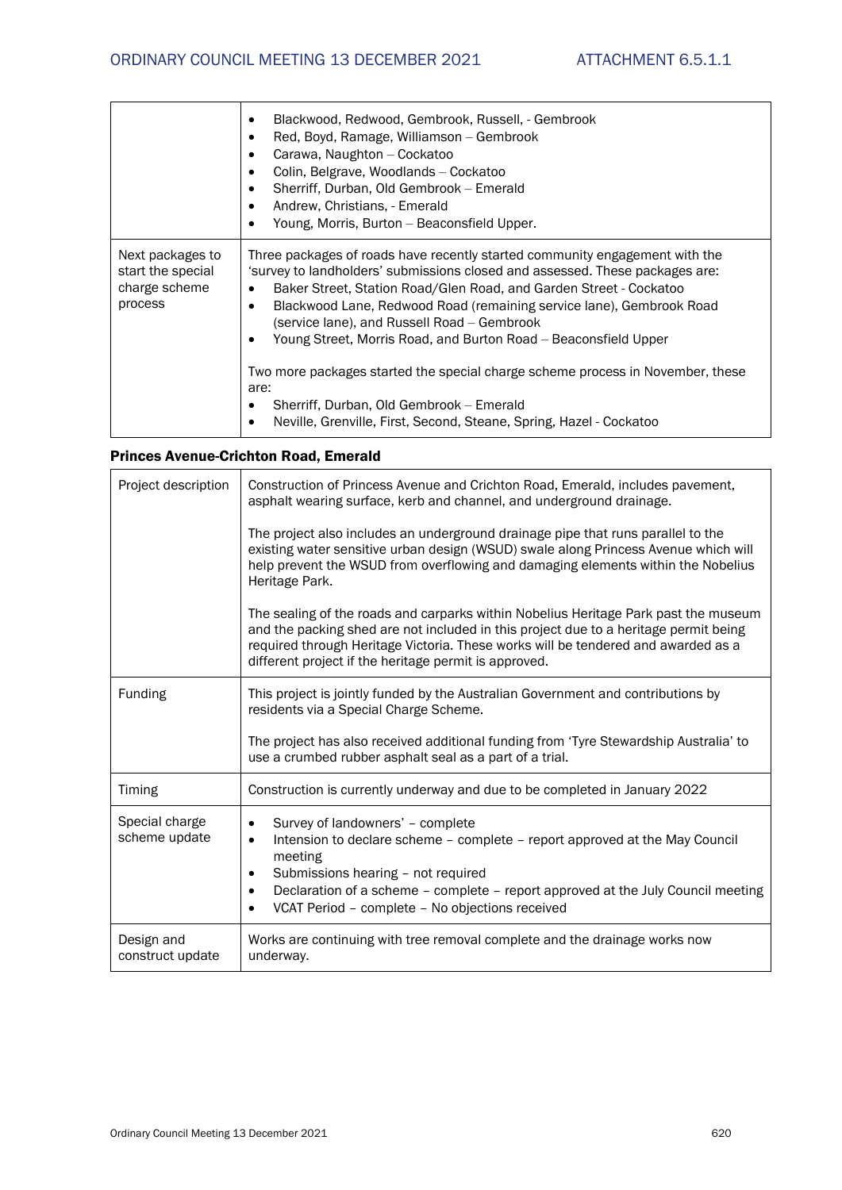| | |
|---|---|
| | • Blackwood, Redwood, Gembrook, Russell, - Gembrook<br>• Red, Boyd, Ramage, Williamson – Gembrook<br>• Carawa, Naughton – Cockatoo<br>• Colin, Belgrave, Woodlands – Cockatoo<br>• Sherriff, Durban, Old Gembrook – Emerald<br>• Andrew, Christians, - Emerald<br>• Young, Morris, Burton – Beaconsfield Upper. |
| Next packages to start the special charge scheme process | Three packages of roads have recently started community engagement with the 'survey to landholders' submissions closed and assessed. These packages are:<br>• Baker Street, Station Road/Glen Road, and Garden Street - Cockatoo<br>• Blackwood Lane, Redwood Road (remaining service lane), Gembrook Road (service lane), and Russell Road – Gembrook<br>• Young Street, Morris Road, and Burton Road – Beaconsfield Upper<br><br>Two more packages started the special charge scheme process in November, these are:<br>• Sherriff, Durban, Old Gembrook – Emerald<br>• Neville, Grenville, First, Second, Steane, Spring, Hazel - Cockatoo |

**Princes Avenue-Crichton Road, Emerald**

| | |
|---|---|
| Project description | Construction of Princess Avenue and Crichton Road, Emerald, includes pavement, asphalt wearing surface, kerb and channel, and underground drainage.<br><br>The project also includes an underground drainage pipe that runs parallel to the existing water sensitive urban design (WSUD) swale along Princess Avenue which will help prevent the WSUD from overflowing and damaging elements within the Nobelius Heritage Park.<br><br>The sealing of the roads and carparks within Nobelius Heritage Park past the museum and the packing shed are not included in this project due to a heritage permit being required through Heritage Victoria. These works will be tendered and awarded as a different project if the heritage permit is approved. |
| Funding | This project is jointly funded by the Australian Government and contributions by residents via a Special Charge Scheme.<br><br>The project has also received additional funding from 'Tyre Stewardship Australia' to use a crumbed rubber asphalt seal as a part of a trial. |
| Timing | Construction is currently underway and due to be completed in January 2022 |
| Special charge scheme update | • Survey of landowners' – complete<br>• Intension to declare scheme – complete – report approved at the May Council meeting<br>• Submissions hearing – not required<br>• Declaration of a scheme – complete – report approved at the July Council meeting<br>• VCAT Period – complete – No objections received |
| Design and construct update | Works are continuing with tree removal complete and the drainage works now underway. |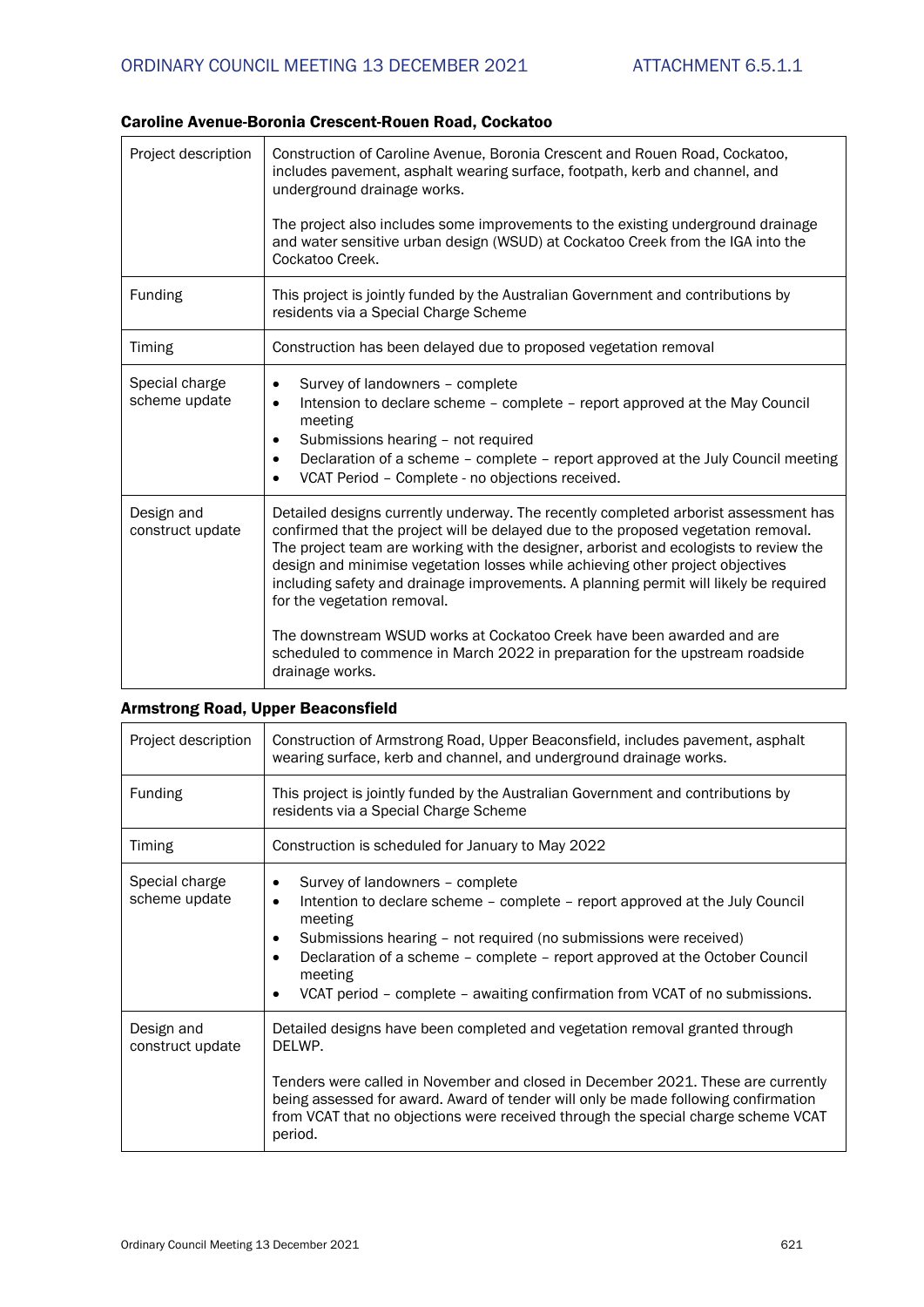### Caroline Avenue-Boronia Crescent-Rouen Road, Cockatoo

| | |
|---|---|
| Project description | Construction of Caroline Avenue, Boronia Crescent and Rouen Road, Cockatoo, includes pavement, asphalt wearing surface, footpath, kerb and channel, and underground drainage works.<br><br>The project also includes some improvements to the existing underground drainage and water sensitive urban design (WSUD) at Cockatoo Creek from the IGA into the Cockatoo Creek. |
| Funding | This project is jointly funded by the Australian Government and contributions by residents via a Special Charge Scheme |
| Timing | Construction has been delayed due to proposed vegetation removal |
| Special charge scheme update | • Survey of landowners – complete<br>• Intension to declare scheme – complete – report approved at the May Council meeting<br>• Submissions hearing – not required<br>• Declaration of a scheme – complete – report approved at the July Council meeting<br>• VCAT Period – Complete - no objections received. |
| Design and construct update | Detailed designs currently underway. The recently completed arborist assessment has confirmed that the project will be delayed due to the proposed vegetation removal. The project team are working with the designer, arborist and ecologists to review the design and minimise vegetation losses while achieving other project objectives including safety and drainage improvements. A planning permit will likely be required for the vegetation removal.<br><br>The downstream WSUD works at Cockatoo Creek have been awarded and are scheduled to commence in March 2022 in preparation for the upstream roadside drainage works. |

### Armstrong Road, Upper Beaconsfield

| | |
|---|---|
| Project description | Construction of Armstrong Road, Upper Beaconsfield, includes pavement, asphalt wearing surface, kerb and channel, and underground drainage works. |
| Funding | This project is jointly funded by the Australian Government and contributions by residents via a Special Charge Scheme |
| Timing | Construction is scheduled for January to May 2022 |
| Special charge scheme update | • Survey of landowners – complete<br>• Intention to declare scheme – complete – report approved at the July Council meeting<br>• Submissions hearing – not required (no submissions were received)<br>• Declaration of a scheme – complete – report approved at the October Council meeting<br>• VCAT period – complete – awaiting confirmation from VCAT of no submissions. |
| Design and construct update | Detailed designs have been completed and vegetation removal granted through DELWP.<br><br>Tenders were called in November and closed in December 2021. These are currently being assessed for award. Award of tender will only be made following confirmation from VCAT that no objections were received through the special charge scheme VCAT period. |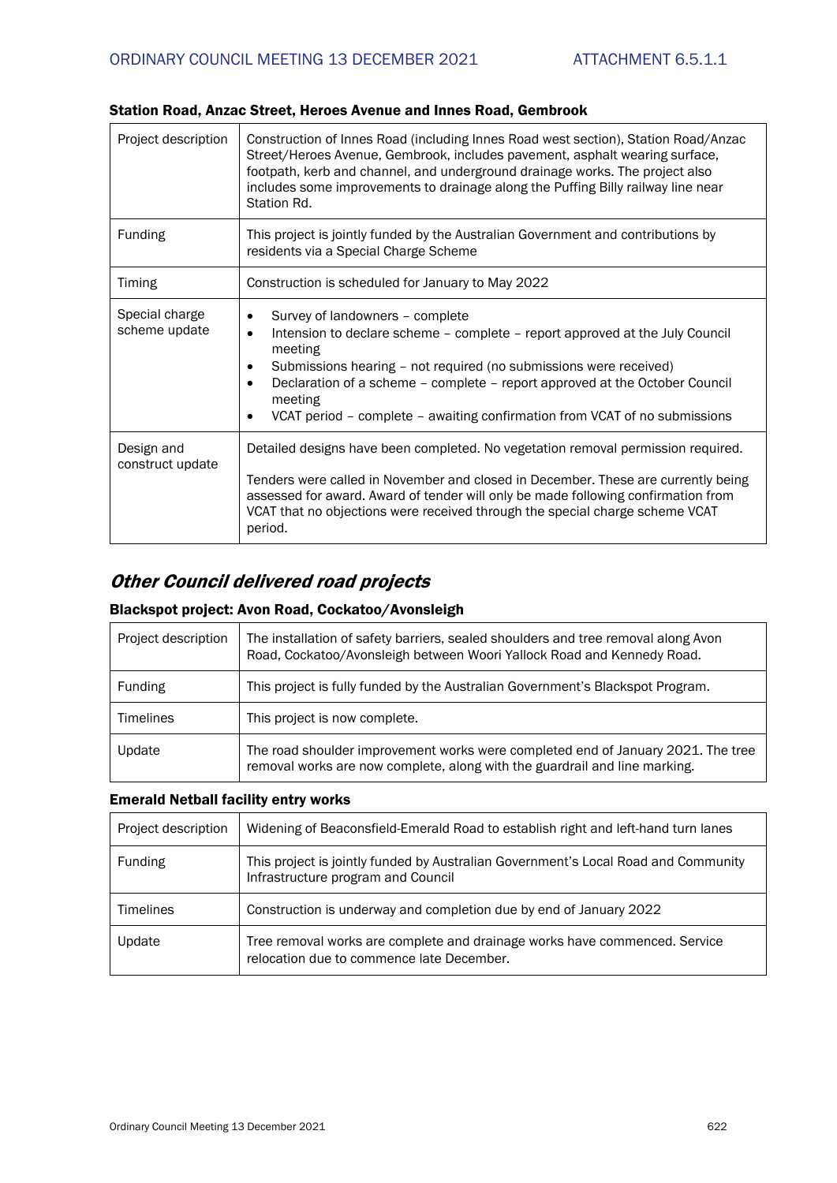#### Station Road, Anzac Street, Heroes Avenue and Innes Road, Gembrook

| | |
|---|---|
| Project description | Construction of Innes Road (including Innes Road west section), Station Road/Anzac Street/Heroes Avenue, Gembrook, includes pavement, asphalt wearing surface, footpath, kerb and channel, and underground drainage works. The project also includes some improvements to drainage along the Puffing Billy railway line near Station Rd. |
| Funding | This project is jointly funded by the Australian Government and contributions by residents via a Special Charge Scheme |
| Timing | Construction is scheduled for January to May 2022 |
| Special charge scheme update | • Survey of landowners – complete<br>• Intension to declare scheme – complete – report approved at the July Council meeting<br>• Submissions hearing – not required (no submissions were received)<br>• Declaration of a scheme – complete – report approved at the October Council meeting<br>• VCAT period – complete – awaiting confirmation from VCAT of no submissions |
| Design and construct update | Detailed designs have been completed. No vegetation removal permission required.<br><br>Tenders were called in November and closed in December. These are currently being assessed for award. Award of tender will only be made following confirmation from VCAT that no objections were received through the special charge scheme VCAT period. |

## *Other Council delivered road projects*

#### Blackspot project: Avon Road, Cockatoo/Avonsleigh

| | |
|---|---|
| Project description | The installation of safety barriers, sealed shoulders and tree removal along Avon Road, Cockatoo/Avonsleigh between Woori Yallock Road and Kennedy Road. |
| Funding | This project is fully funded by the Australian Government's Blackspot Program. |
| Timelines | This project is now complete. |
| Update | The road shoulder improvement works were completed end of January 2021. The tree removal works are now complete, along with the guardrail and line marking. |

#### Emerald Netball facility entry works

| | |
|---|---|
| Project description | Widening of Beaconsfield-Emerald Road to establish right and left-hand turn lanes |
| Funding | This project is jointly funded by Australian Government's Local Road and Community Infrastructure program and Council |
| Timelines | Construction is underway and completion due by end of January 2022 |
| Update | Tree removal works are complete and drainage works have commenced. Service relocation due to commence late December. |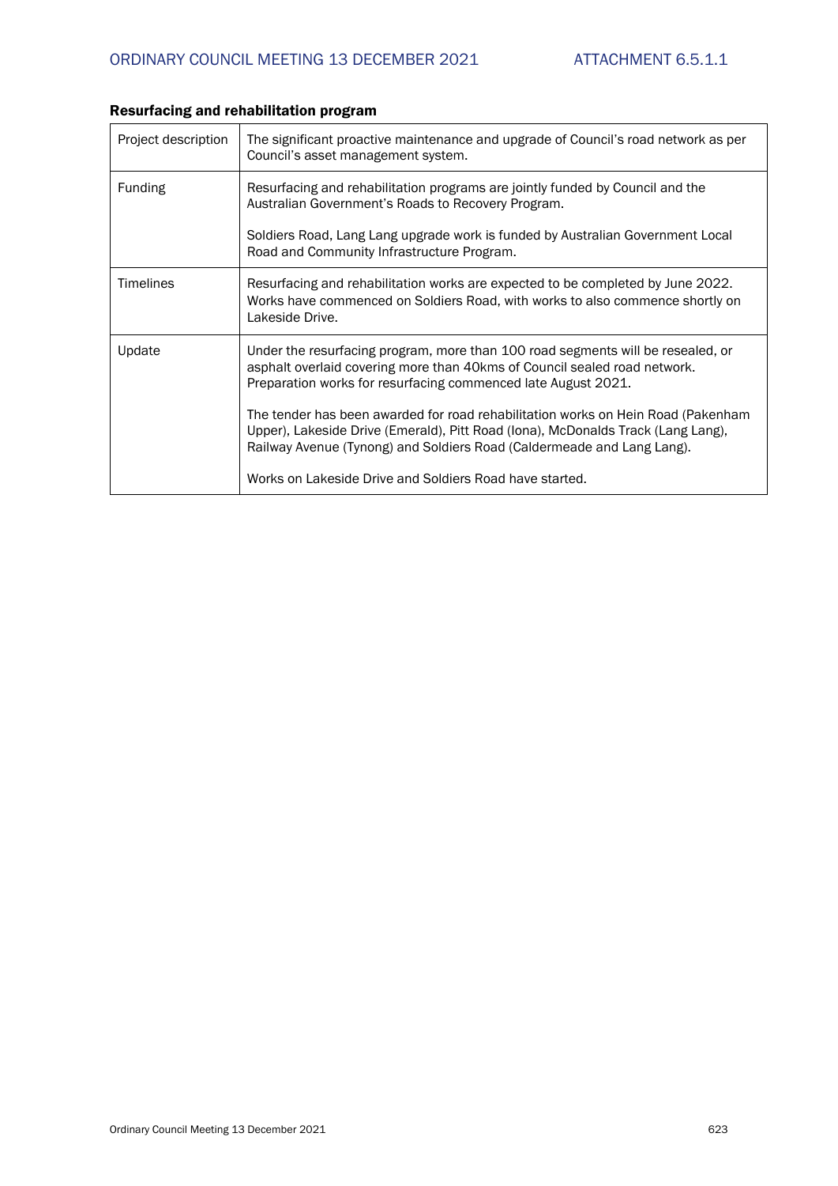## Resurfacing and rehabilitation program

| | |
|---|---|
| Project description | The significant proactive maintenance and upgrade of Council's road network as per Council's asset management system. |
| Funding | Resurfacing and rehabilitation programs are jointly funded by Council and the Australian Government's Roads to Recovery Program.<br><br>Soldiers Road, Lang Lang upgrade work is funded by Australian Government Local Road and Community Infrastructure Program. |
| Timelines | Resurfacing and rehabilitation works are expected to be completed by June 2022. Works have commenced on Soldiers Road, with works to also commence shortly on Lakeside Drive. |
| Update | Under the resurfacing program, more than 100 road segments will be resealed, or asphalt overlaid covering more than 40kms of Council sealed road network. Preparation works for resurfacing commenced late August 2021.<br><br>The tender has been awarded for road rehabilitation works on Hein Road (Pakenham Upper), Lakeside Drive (Emerald), Pitt Road (Iona), McDonalds Track (Lang Lang), Railway Avenue (Tynong) and Soldiers Road (Caldermeade and Lang Lang).<br><br>Works on Lakeside Drive and Soldiers Road have started. |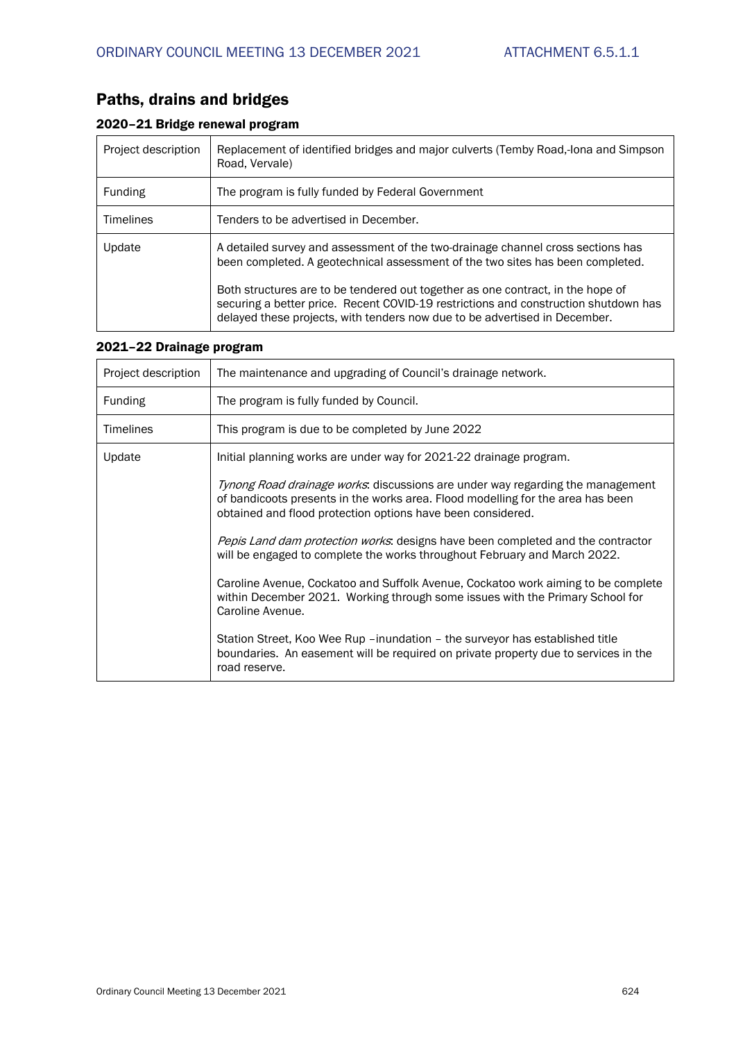## Paths, drains and bridges

### 2020–21 Bridge renewal program

| Project description | Replacement of identified bridges and major culverts (Temby Road,-Iona and Simpson Road, Vervale) |
|---|---|
| Funding | The program is fully funded by Federal Government |
| Timelines | Tenders to be advertised in December. |
| Update | A detailed survey and assessment of the two-drainage channel cross sections has been completed. A geotechnical assessment of the two sites has been completed.<br><br>Both structures are to be tendered out together as one contract, in the hope of securing a better price. Recent COVID-19 restrictions and construction shutdown has delayed these projects, with tenders now due to be advertised in December. |

### 2021–22 Drainage program

| Project description | The maintenance and upgrading of Council's drainage network. |
|---|---|
| Funding | The program is fully funded by Council. |
| Timelines | This program is due to be completed by June 2022 |
| Update | Initial planning works are under way for 2021-22 drainage program.<br><br>*Tynong Road drainage works*: discussions are under way regarding the management of bandicoots presents in the works area. Flood modelling for the area has been obtained and flood protection options have been considered.<br><br>*Pepis Land dam protection works*: designs have been completed and the contractor will be engaged to complete the works throughout February and March 2022.<br><br>Caroline Avenue, Cockatoo and Suffolk Avenue, Cockatoo work aiming to be complete within December 2021. Working through some issues with the Primary School for Caroline Avenue.<br><br>Station Street, Koo Wee Rup –inundation – the surveyor has established title boundaries. An easement will be required on private property due to services in the road reserve. |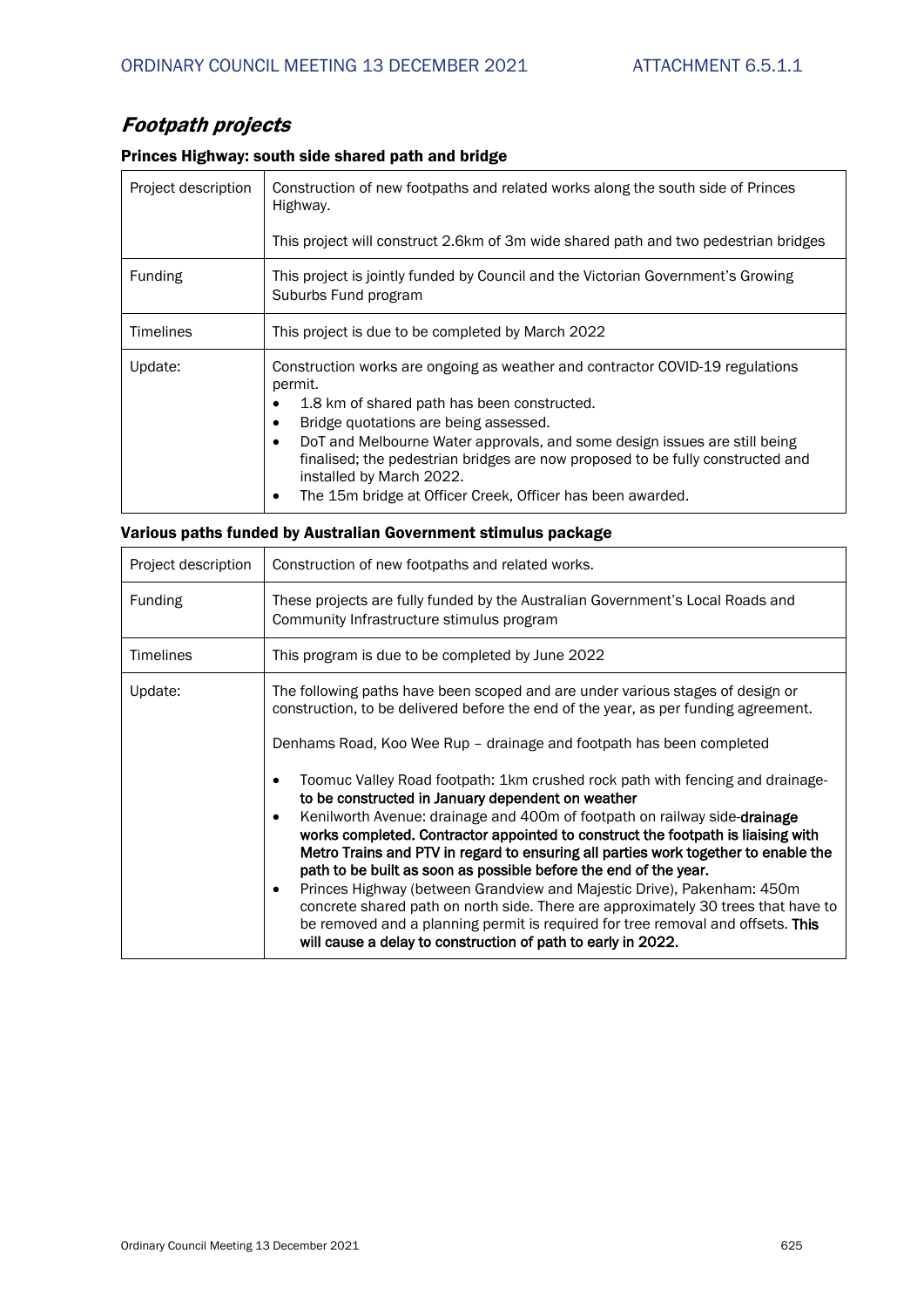## *Footpath projects*

### Princes Highway: south side shared path and bridge

| | |
|---|---|
| Project description | Construction of new footpaths and related works along the south side of Princes Highway.<br><br>This project will construct 2.6km of 3m wide shared path and two pedestrian bridges |
| Funding | This project is jointly funded by Council and the Victorian Government's Growing Suburbs Fund program |
| Timelines | This project is due to be completed by March 2022 |
| Update: | Construction works are ongoing as weather and contractor COVID-19 regulations permit.<br>• 1.8 km of shared path has been constructed.<br>• Bridge quotations are being assessed.<br>• DoT and Melbourne Water approvals, and some design issues are still being finalised; the pedestrian bridges are now proposed to be fully constructed and installed by March 2022.<br>• The 15m bridge at Officer Creek, Officer has been awarded. |

### Various paths funded by Australian Government stimulus package

| | |
|---|---|
| Project description | Construction of new footpaths and related works. |
| Funding | These projects are fully funded by the Australian Government's Local Roads and Community Infrastructure stimulus program |
| Timelines | This program is due to be completed by June 2022 |
| Update: | The following paths have been scoped and are under various stages of design or construction, to be delivered before the end of the year, as per funding agreement.<br><br>Denhams Road, Koo Wee Rup – drainage and footpath has been completed<br><br>• Toomuc Valley Road footpath: 1km crushed rock path with fencing and drainage- **to be constructed in January dependent on weather**<br>• Kenilworth Avenue: drainage and 400m of footpath on railway side-**drainage works completed. Contractor appointed to construct the footpath is liaising with Metro Trains and PTV in regard to ensuring all parties work together to enable the path to be built as soon as possible before the end of the year.**<br>• Princes Highway (between Grandview and Majestic Drive), Pakenham: 450m concrete shared path on north side. There are approximately 30 trees that have to be removed and a planning permit is required for tree removal and offsets. **This will cause a delay to construction of path to early in 2022.** |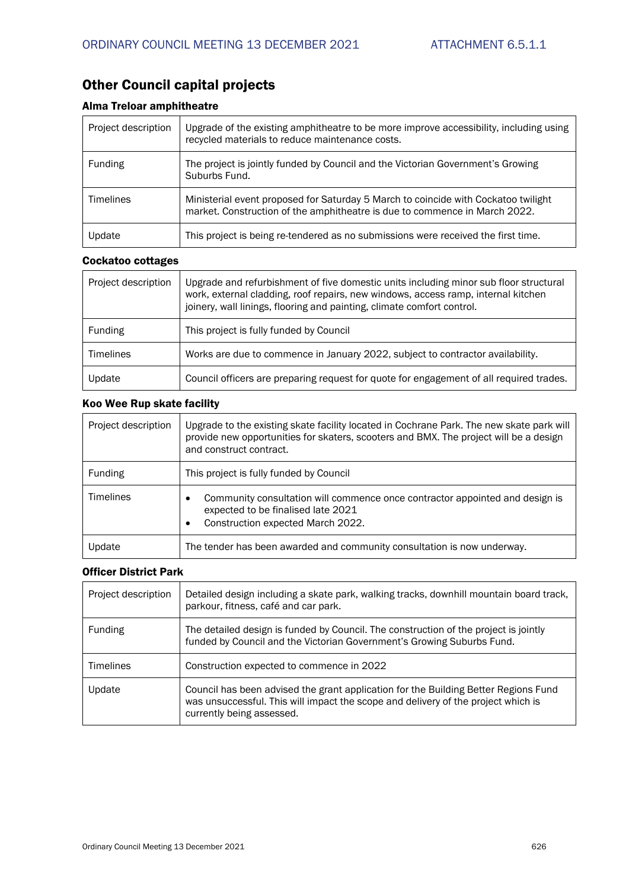## Other Council capital projects

### Alma Treloar amphitheatre

| | |
|---|---|
| Project description | Upgrade of the existing amphitheatre to be more improve accessibility, including using recycled materials to reduce maintenance costs. |
| Funding | The project is jointly funded by Council and the Victorian Government's Growing Suburbs Fund. |
| Timelines | Ministerial event proposed for Saturday 5 March to coincide with Cockatoo twilight market. Construction of the amphitheatre is due to commence in March 2022. |
| Update | This project is being re-tendered as no submissions were received the first time. |

### Cockatoo cottages

| | |
|---|---|
| Project description | Upgrade and refurbishment of five domestic units including minor sub floor structural work, external cladding, roof repairs, new windows, access ramp, internal kitchen joinery, wall linings, flooring and painting, climate comfort control. |
| Funding | This project is fully funded by Council |
| Timelines | Works are due to commence in January 2022, subject to contractor availability. |
| Update | Council officers are preparing request for quote for engagement of all required trades. |

### Koo Wee Rup skate facility

| | |
|---|---|
| Project description | Upgrade to the existing skate facility located in Cochrane Park. The new skate park will provide new opportunities for skaters, scooters and BMX. The project will be a design and construct contract. |
| Funding | This project is fully funded by Council |
| Timelines | • Community consultation will commence once contractor appointed and design is expected to be finalised late 2021<br>• Construction expected March 2022. |
| Update | The tender has been awarded and community consultation is now underway. |

### Officer District Park

| | |
|---|---|
| Project description | Detailed design including a skate park, walking tracks, downhill mountain board track, parkour, fitness, café and car park. |
| Funding | The detailed design is funded by Council. The construction of the project is jointly funded by Council and the Victorian Government's Growing Suburbs Fund. |
| Timelines | Construction expected to commence in 2022 |
| Update | Council has been advised the grant application for the Building Better Regions Fund was unsuccessful. This will impact the scope and delivery of the project which is currently being assessed. |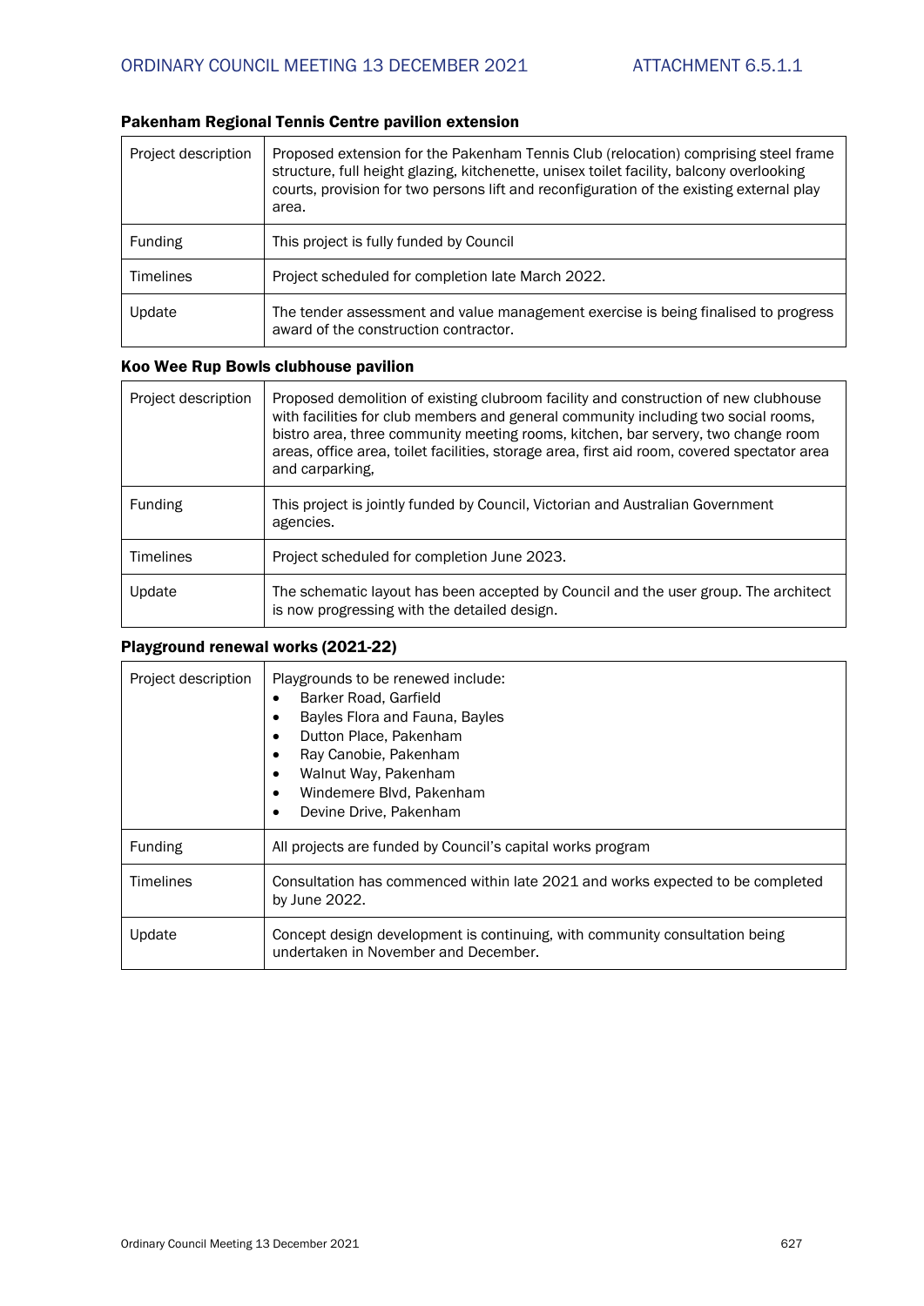### Pakenham Regional Tennis Centre pavilion extension

| | |
|---|---|
| Project description | Proposed extension for the Pakenham Tennis Club (relocation) comprising steel frame structure, full height glazing, kitchenette, unisex toilet facility, balcony overlooking courts, provision for two persons lift and reconfiguration of the existing external play area. |
| Funding | This project is fully funded by Council |
| Timelines | Project scheduled for completion late March 2022. |
| Update | The tender assessment and value management exercise is being finalised to progress award of the construction contractor. |

### Koo Wee Rup Bowls clubhouse pavilion

| | |
|---|---|
| Project description | Proposed demolition of existing clubroom facility and construction of new clubhouse with facilities for club members and general community including two social rooms, bistro area, three community meeting rooms, kitchen, bar servery, two change room areas, office area, toilet facilities, storage area, first aid room, covered spectator area and carparking, |
| Funding | This project is jointly funded by Council, Victorian and Australian Government agencies. |
| Timelines | Project scheduled for completion June 2023. |
| Update | The schematic layout has been accepted by Council and the user group. The architect is now progressing with the detailed design. |

### Playground renewal works (2021-22)

| | |
|---|---|
| Project description | Playgrounds to be renewed include:<br>• Barker Road, Garfield<br>• Bayles Flora and Fauna, Bayles<br>• Dutton Place, Pakenham<br>• Ray Canobie, Pakenham<br>• Walnut Way, Pakenham<br>• Windemere Blvd, Pakenham<br>• Devine Drive, Pakenham |
| Funding | All projects are funded by Council's capital works program |
| Timelines | Consultation has commenced within late 2021 and works expected to be completed by June 2022. |
| Update | Concept design development is continuing, with community consultation being undertaken in November and December. |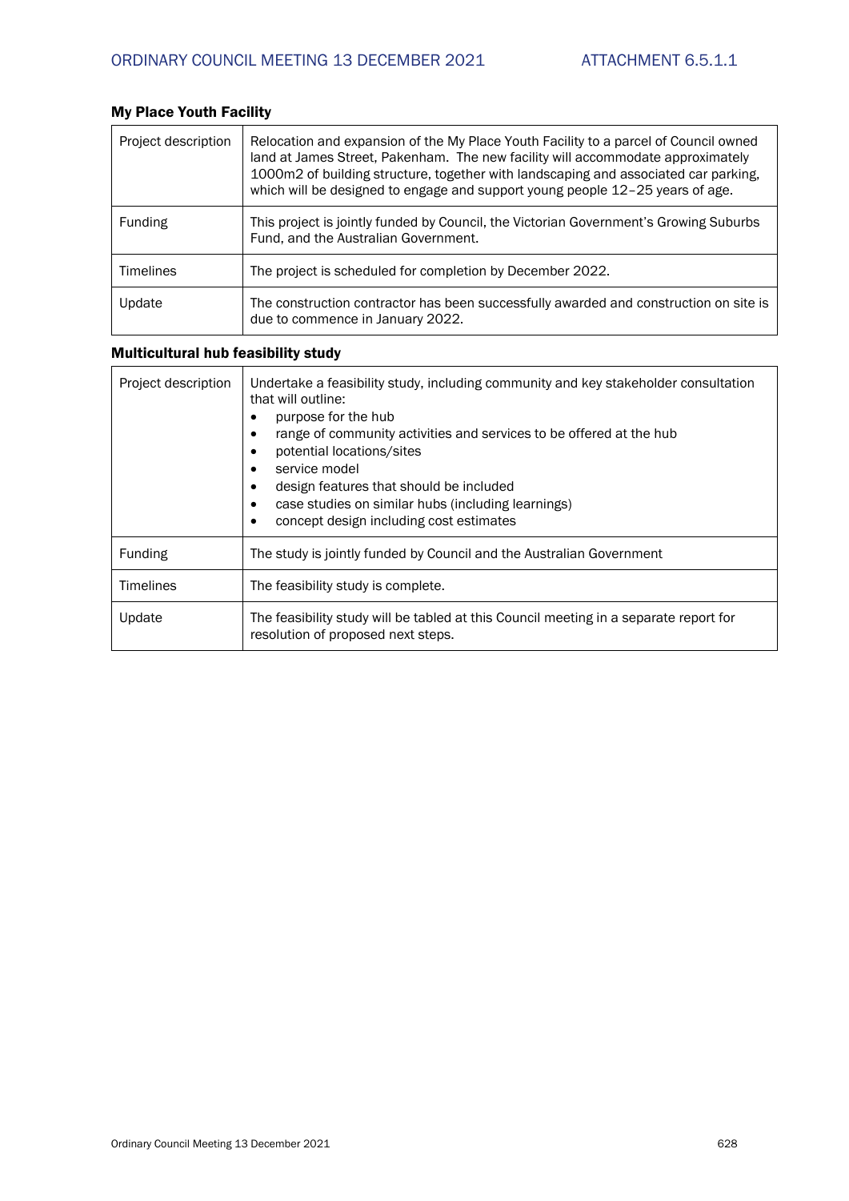### My Place Youth Facility

| | |
|---|---|
| Project description | Relocation and expansion of the My Place Youth Facility to a parcel of Council owned land at James Street, Pakenham. The new facility will accommodate approximately 1000m2 of building structure, together with landscaping and associated car parking, which will be designed to engage and support young people 12–25 years of age. |
| Funding | This project is jointly funded by Council, the Victorian Government's Growing Suburbs Fund, and the Australian Government. |
| Timelines | The project is scheduled for completion by December 2022. |
| Update | The construction contractor has been successfully awarded and construction on site is due to commence in January 2022. |

### Multicultural hub feasibility study

| | |
|---|---|
| Project description | Undertake a feasibility study, including community and key stakeholder consultation that will outline: <br>• purpose for the hub <br>• range of community activities and services to be offered at the hub <br>• potential locations/sites <br>• service model <br>• design features that should be included <br>• case studies on similar hubs (including learnings) <br>• concept design including cost estimates |
| Funding | The study is jointly funded by Council and the Australian Government |
| Timelines | The feasibility study is complete. |
| Update | The feasibility study will be tabled at this Council meeting in a separate report for resolution of proposed next steps. |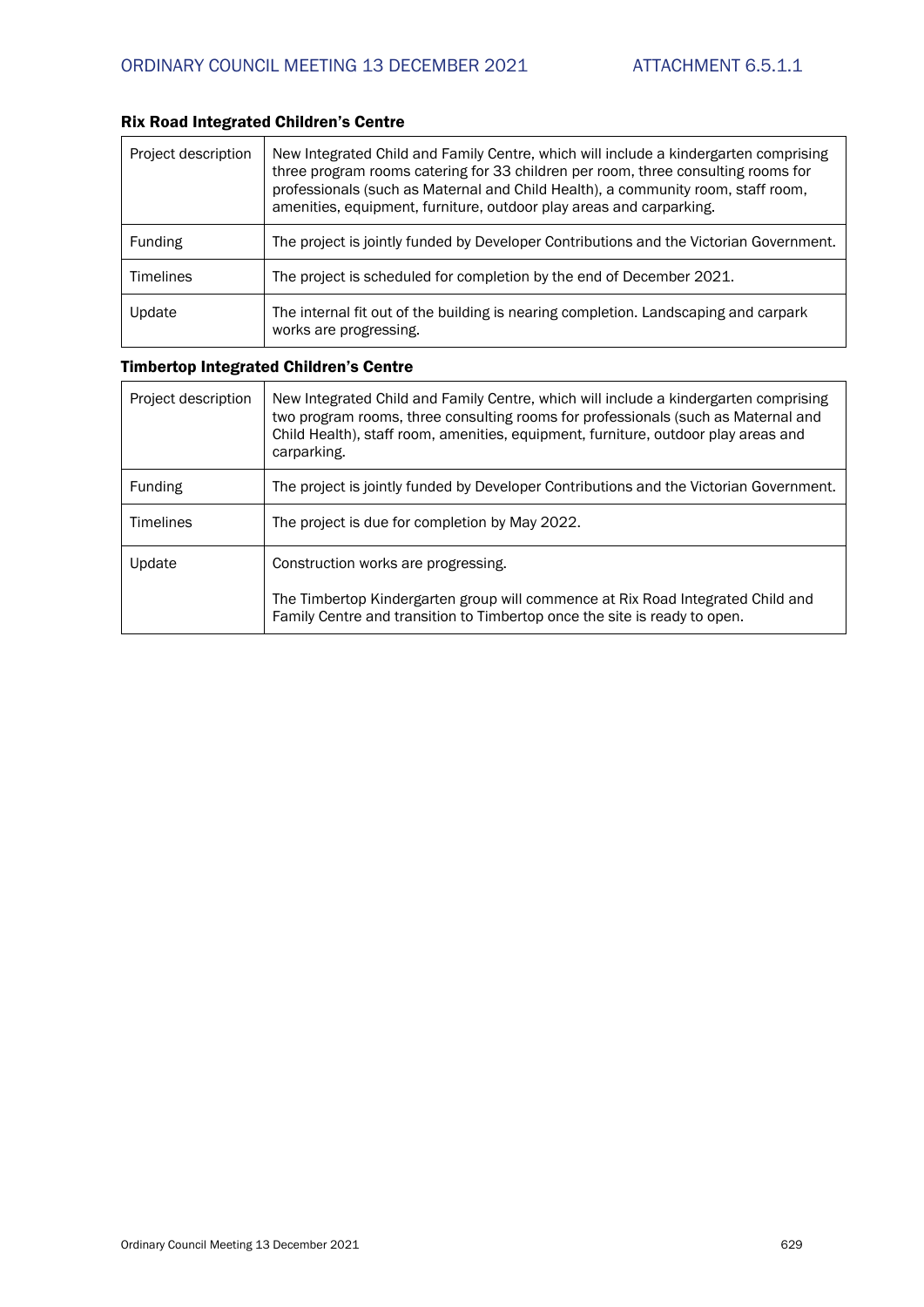### Rix Road Integrated Children's Centre

| | |
|---|---|
| Project description | New Integrated Child and Family Centre, which will include a kindergarten comprising three program rooms catering for 33 children per room, three consulting rooms for professionals (such as Maternal and Child Health), a community room, staff room, amenities, equipment, furniture, outdoor play areas and carparking. |
| Funding | The project is jointly funded by Developer Contributions and the Victorian Government. |
| Timelines | The project is scheduled for completion by the end of December 2021. |
| Update | The internal fit out of the building is nearing completion. Landscaping and carpark works are progressing. |

### Timbertop Integrated Children's Centre

| | |
|---|---|
| Project description | New Integrated Child and Family Centre, which will include a kindergarten comprising two program rooms, three consulting rooms for professionals (such as Maternal and Child Health), staff room, amenities, equipment, furniture, outdoor play areas and carparking. |
| Funding | The project is jointly funded by Developer Contributions and the Victorian Government. |
| Timelines | The project is due for completion by May 2022. |
| Update | Construction works are progressing.<br><br>The Timbertop Kindergarten group will commence at Rix Road Integrated Child and Family Centre and transition to Timbertop once the site is ready to open. |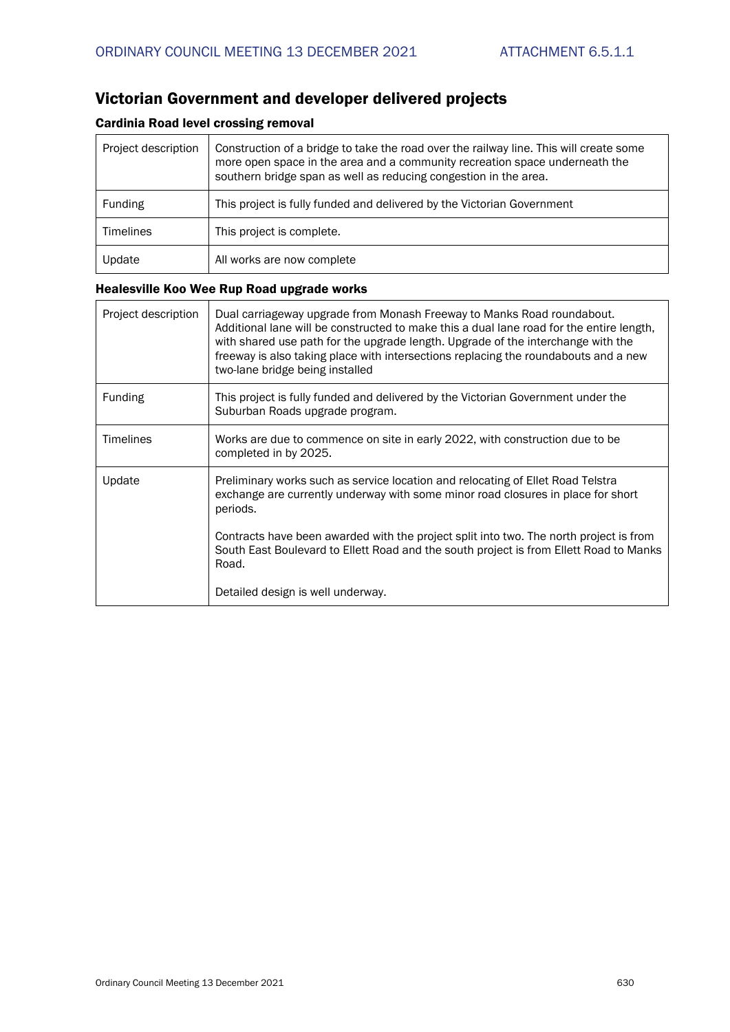## Victorian Government and developer delivered projects

### Cardinia Road level crossing removal

| | |
|---|---|
| Project description | Construction of a bridge to take the road over the railway line. This will create some more open space in the area and a community recreation space underneath the southern bridge span as well as reducing congestion in the area. |
| Funding | This project is fully funded and delivered by the Victorian Government |
| Timelines | This project is complete. |
| Update | All works are now complete |

### Healesville Koo Wee Rup Road upgrade works

| | |
|---|---|
| Project description | Dual carriageway upgrade from Monash Freeway to Manks Road roundabout. Additional lane will be constructed to make this a dual lane road for the entire length, with shared use path for the upgrade length. Upgrade of the interchange with the freeway is also taking place with intersections replacing the roundabouts and a new two-lane bridge being installed |
| Funding | This project is fully funded and delivered by the Victorian Government under the Suburban Roads upgrade program. |
| Timelines | Works are due to commence on site in early 2022, with construction due to be completed in by 2025. |
| Update | Preliminary works such as service location and relocating of Ellet Road Telstra exchange are currently underway with some minor road closures in place for short periods.<br><br>Contracts have been awarded with the project split into two. The north project is from South East Boulevard to Ellett Road and the south project is from Ellett Road to Manks Road.<br><br>Detailed design is well underway. |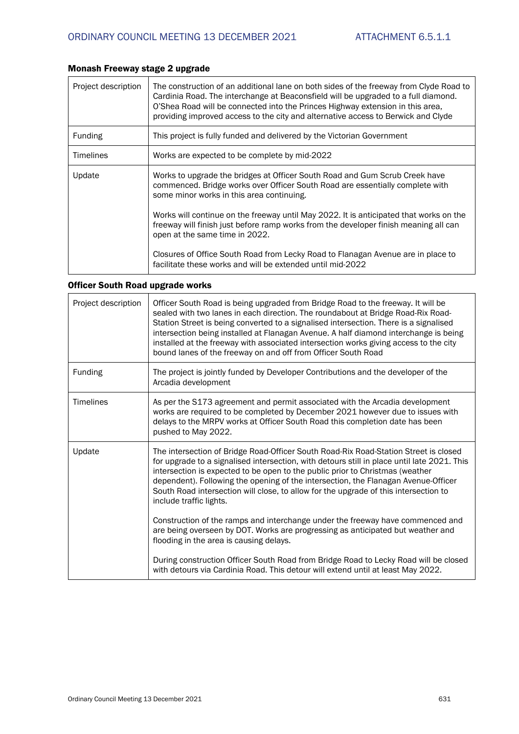### Monash Freeway stage 2 upgrade

| | |
|---|---|
| Project description | The construction of an additional lane on both sides of the freeway from Clyde Road to Cardinia Road. The interchange at Beaconsfield will be upgraded to a full diamond. O'Shea Road will be connected into the Princes Highway extension in this area, providing improved access to the city and alternative access to Berwick and Clyde |
| Funding | This project is fully funded and delivered by the Victorian Government |
| Timelines | Works are expected to be complete by mid-2022 |
| Update | Works to upgrade the bridges at Officer South Road and Gum Scrub Creek have commenced. Bridge works over Officer South Road are essentially complete with some minor works in this area continuing.<br><br>Works will continue on the freeway until May 2022. It is anticipated that works on the freeway will finish just before ramp works from the developer finish meaning all can open at the same time in 2022.<br><br>Closures of Office South Road from Lecky Road to Flanagan Avenue are in place to facilitate these works and will be extended until mid-2022 |

### Officer South Road upgrade works

| | |
|---|---|
| Project description | Officer South Road is being upgraded from Bridge Road to the freeway. It will be sealed with two lanes in each direction. The roundabout at Bridge Road-Rix Road-Station Street is being converted to a signalised intersection. There is a signalised intersection being installed at Flanagan Avenue. A half diamond interchange is being installed at the freeway with associated intersection works giving access to the city bound lanes of the freeway on and off from Officer South Road |
| Funding | The project is jointly funded by Developer Contributions and the developer of the Arcadia development |
| Timelines | As per the S173 agreement and permit associated with the Arcadia development works are required to be completed by December 2021 however due to issues with delays to the MRPV works at Officer South Road this completion date has been pushed to May 2022. |
| Update | The intersection of Bridge Road-Officer South Road-Rix Road-Station Street is closed for upgrade to a signalised intersection, with detours still in place until late 2021. This intersection is expected to be open to the public prior to Christmas (weather dependent). Following the opening of the intersection, the Flanagan Avenue-Officer South Road intersection will close, to allow for the upgrade of this intersection to include traffic lights.<br><br>Construction of the ramps and interchange under the freeway have commenced and are being overseen by DOT. Works are progressing as anticipated but weather and flooding in the area is causing delays.<br><br>During construction Officer South Road from Bridge Road to Lecky Road will be closed with detours via Cardinia Road. This detour will extend until at least May 2022. |